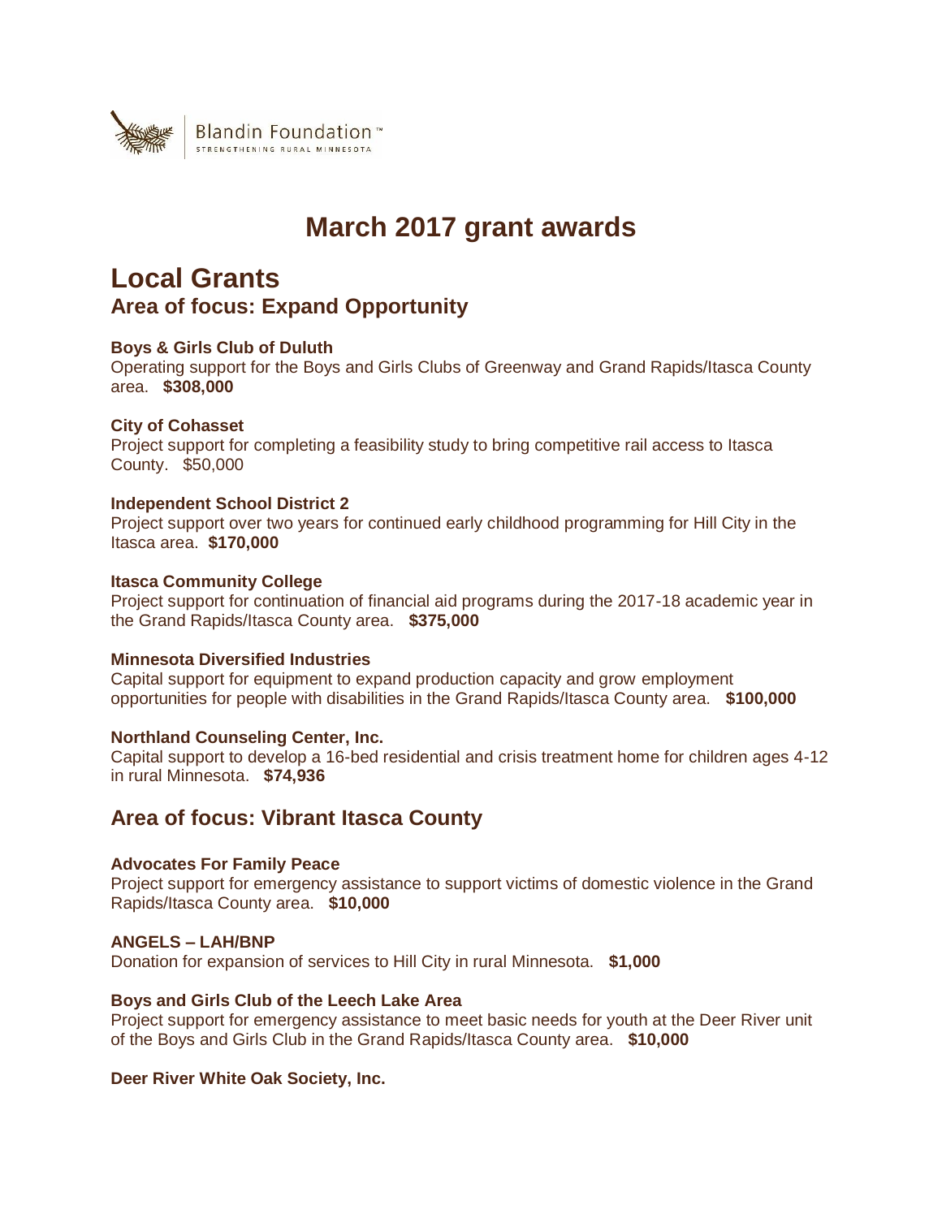Blandin Foundation™
STRENGTHENING RURAL MINNESOTA

# March 2017 grant awards

## Local Grants

### Area of focus: Expand Opportunity

**Boys & Girls Club of Duluth**
Operating support for the Boys and Girls Clubs of Greenway and Grand Rapids/Itasca County area. **$308,000**

**City of Cohasset**
Project support for completing a feasibility study to bring competitive rail access to Itasca County. $50,000

**Independent School District 2**
Project support over two years for continued early childhood programming for Hill City in the Itasca area. **$170,000**

**Itasca Community College**
Project support for continuation of financial aid programs during the 2017-18 academic year in the Grand Rapids/Itasca County area. **$375,000**

**Minnesota Diversified Industries**
Capital support for equipment to expand production capacity and grow employment opportunities for people with disabilities in the Grand Rapids/Itasca County area. **$100,000**

**Northland Counseling Center, Inc.**
Capital support to develop a 16-bed residential and crisis treatment home for children ages 4-12 in rural Minnesota. **$74,936**

### Area of focus: Vibrant Itasca County

**Advocates For Family Peace**
Project support for emergency assistance to support victims of domestic violence in the Grand Rapids/Itasca County area. **$10,000**

**ANGELS – LAH/BNP**
Donation for expansion of services to Hill City in rural Minnesota. **$1,000**

**Boys and Girls Club of the Leech Lake Area**
Project support for emergency assistance to meet basic needs for youth at the Deer River unit of the Boys and Girls Club in the Grand Rapids/Itasca County area. **$10,000**

**Deer River White Oak Society, Inc.**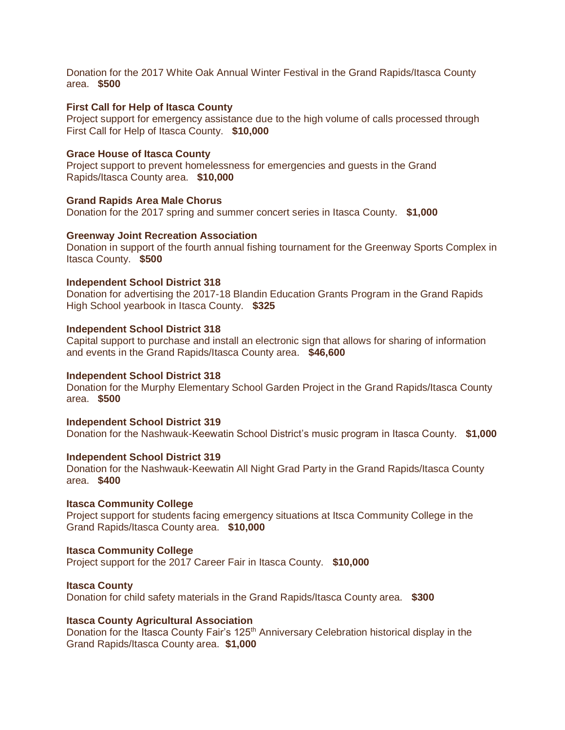Donation for the 2017 White Oak Annual Winter Festival in the Grand Rapids/Itasca County area. **$500**

**First Call for Help of Itasca County**
Project support for emergency assistance due to the high volume of calls processed through First Call for Help of Itasca County. **$10,000**

**Grace House of Itasca County**
Project support to prevent homelessness for emergencies and guests in the Grand Rapids/Itasca County area. **$10,000**

**Grand Rapids Area Male Chorus**
Donation for the 2017 spring and summer concert series in Itasca County. **$1,000**

**Greenway Joint Recreation Association**
Donation in support of the fourth annual fishing tournament for the Greenway Sports Complex in Itasca County. **$500**

**Independent School District 318**
Donation for advertising the 2017-18 Blandin Education Grants Program in the Grand Rapids High School yearbook in Itasca County. **$325**

**Independent School District 318**
Capital support to purchase and install an electronic sign that allows for sharing of information and events in the Grand Rapids/Itasca County area. **$46,600**

**Independent School District 318**
Donation for the Murphy Elementary School Garden Project in the Grand Rapids/Itasca County area. **$500**

**Independent School District 319**
Donation for the Nashwauk-Keewatin School District's music program in Itasca County. **$1,000**

**Independent School District 319**
Donation for the Nashwauk-Keewatin All Night Grad Party in the Grand Rapids/Itasca County area. **$400**

**Itasca Community College**
Project support for students facing emergency situations at Itsca Community College in the Grand Rapids/Itasca County area. **$10,000**

**Itasca Community College**
Project support for the 2017 Career Fair in Itasca County. **$10,000**

**Itasca County**
Donation for child safety materials in the Grand Rapids/Itasca County area. **$300**

**Itasca County Agricultural Association**
Donation for the Itasca County Fair's 125th Anniversary Celebration historical display in the Grand Rapids/Itasca County area. **$1,000**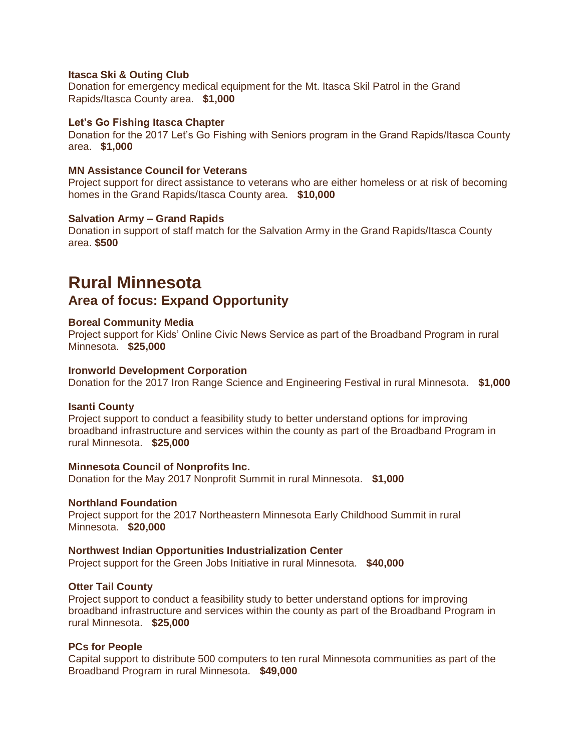**Itasca Ski & Outing Club**
Donation for emergency medical equipment for the Mt. Itasca Skil Patrol in the Grand Rapids/Itasca County area. **$1,000**

**Let's Go Fishing Itasca Chapter**
Donation for the 2017 Let's Go Fishing with Seniors program in the Grand Rapids/Itasca County area. **$1,000**

**MN Assistance Council for Veterans**
Project support for direct assistance to veterans who are either homeless or at risk of becoming homes in the Grand Rapids/Itasca County area. **$10,000**

**Salvation Army – Grand Rapids**
Donation in support of staff match for the Salvation Army in the Grand Rapids/Itasca County area. **$500**

# Rural Minnesota

## Area of focus: Expand Opportunity

**Boreal Community Media**
Project support for Kids' Online Civic News Service as part of the Broadband Program in rural Minnesota. **$25,000**

**Ironworld Development Corporation**
Donation for the 2017 Iron Range Science and Engineering Festival in rural Minnesota. **$1,000**

**Isanti County**
Project support to conduct a feasibility study to better understand options for improving broadband infrastructure and services within the county as part of the Broadband Program in rural Minnesota. **$25,000**

**Minnesota Council of Nonprofits Inc.**
Donation for the May 2017 Nonprofit Summit in rural Minnesota. **$1,000**

**Northland Foundation**
Project support for the 2017 Northeastern Minnesota Early Childhood Summit in rural Minnesota. **$20,000**

**Northwest Indian Opportunities Industrialization Center**
Project support for the Green Jobs Initiative in rural Minnesota. **$40,000**

**Otter Tail County**
Project support to conduct a feasibility study to better understand options for improving broadband infrastructure and services within the county as part of the Broadband Program in rural Minnesota. **$25,000**

**PCs for People**
Capital support to distribute 500 computers to ten rural Minnesota communities as part of the Broadband Program in rural Minnesota. **$49,000**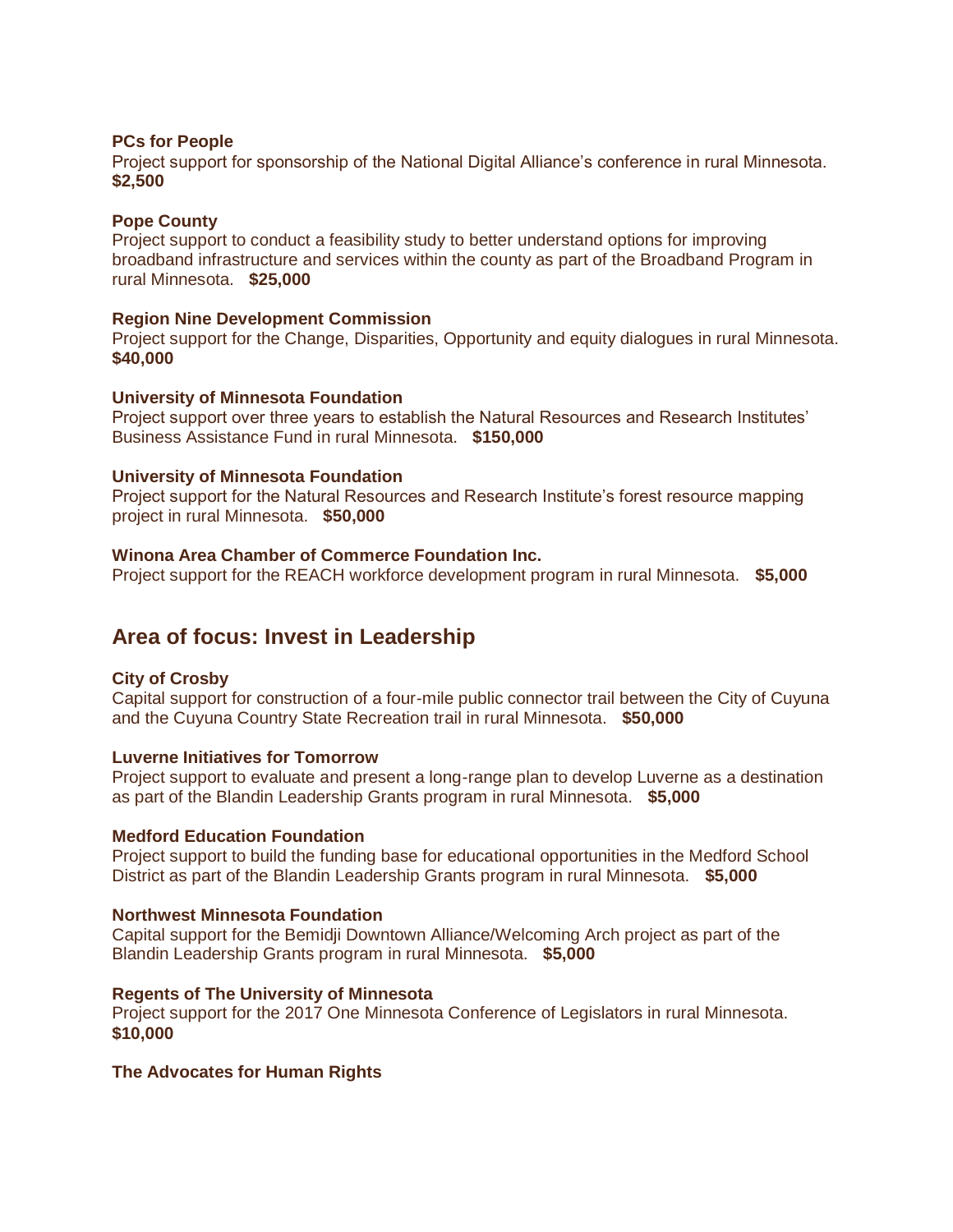**PCs for People**
Project support for sponsorship of the National Digital Alliance's conference in rural Minnesota. **$2,500**

**Pope County**
Project support to conduct a feasibility study to better understand options for improving broadband infrastructure and services within the county as part of the Broadband Program in rural Minnesota. **$25,000**

**Region Nine Development Commission**
Project support for the Change, Disparities, Opportunity and equity dialogues in rural Minnesota. **$40,000**

**University of Minnesota Foundation**
Project support over three years to establish the Natural Resources and Research Institutes' Business Assistance Fund in rural Minnesota. **$150,000**

**University of Minnesota Foundation**
Project support for the Natural Resources and Research Institute's forest resource mapping project in rural Minnesota. **$50,000**

**Winona Area Chamber of Commerce Foundation Inc.**
Project support for the REACH workforce development program in rural Minnesota. **$5,000**

## Area of focus: Invest in Leadership

**City of Crosby**
Capital support for construction of a four-mile public connector trail between the City of Cuyuna and the Cuyuna Country State Recreation trail in rural Minnesota. **$50,000**

**Luverne Initiatives for Tomorrow**
Project support to evaluate and present a long-range plan to develop Luverne as a destination as part of the Blandin Leadership Grants program in rural Minnesota. **$5,000**

**Medford Education Foundation**
Project support to build the funding base for educational opportunities in the Medford School District as part of the Blandin Leadership Grants program in rural Minnesota. **$5,000**

**Northwest Minnesota Foundation**
Capital support for the Bemidji Downtown Alliance/Welcoming Arch project as part of the Blandin Leadership Grants program in rural Minnesota. **$5,000**

**Regents of The University of Minnesota**
Project support for the 2017 One Minnesota Conference of Legislators in rural Minnesota. **$10,000**

**The Advocates for Human Rights**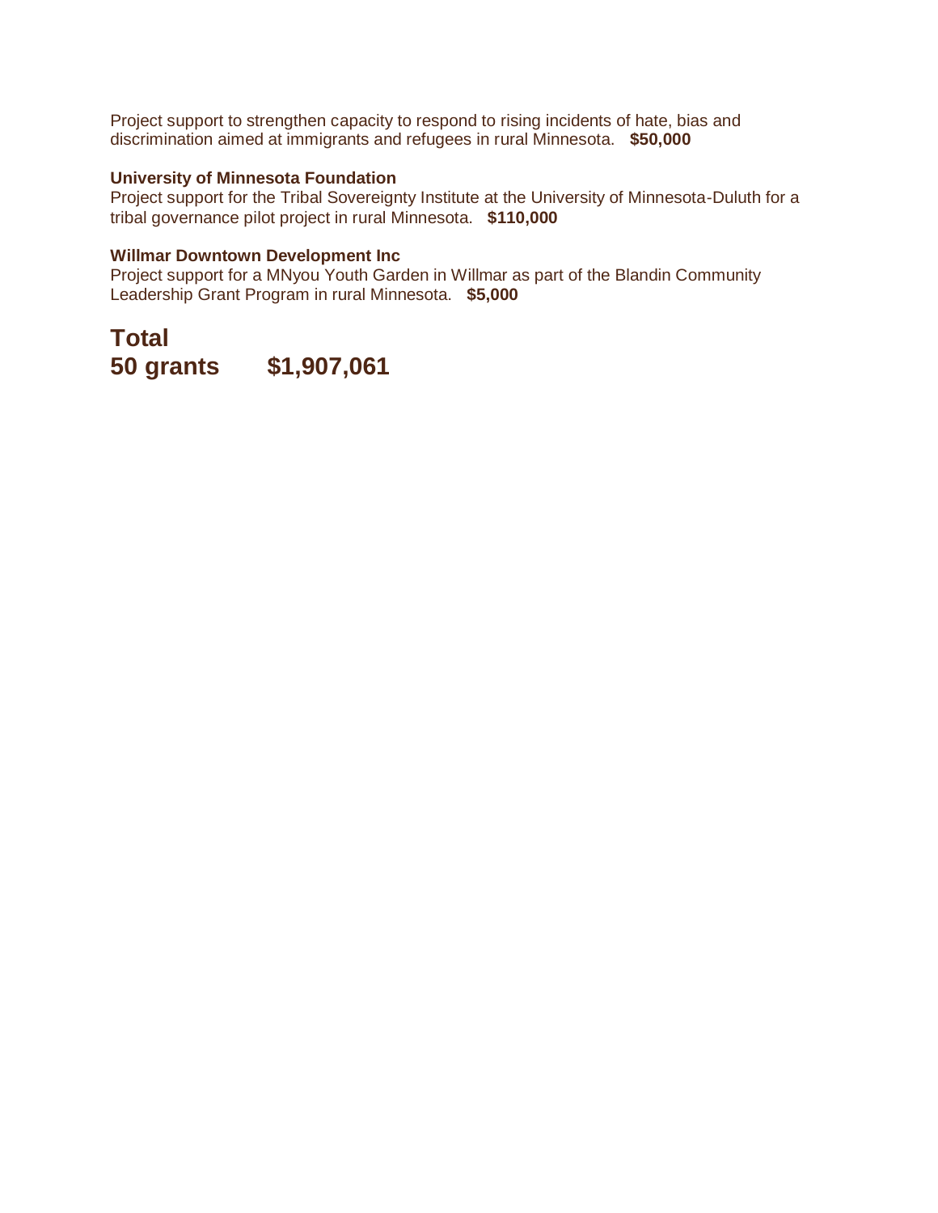Project support to strengthen capacity to respond to rising incidents of hate, bias and discrimination aimed at immigrants and refugees in rural Minnesota. **$50,000**

**University of Minnesota Foundation**
Project support for the Tribal Sovereignty Institute at the University of Minnesota-Duluth for a tribal governance pilot project in rural Minnesota. **$110,000**

**Willmar Downtown Development Inc**
Project support for a MNyou Youth Garden in Willmar as part of the Blandin Community Leadership Grant Program in rural Minnesota. **$5,000**

## Total
## 50 grants $1,907,061